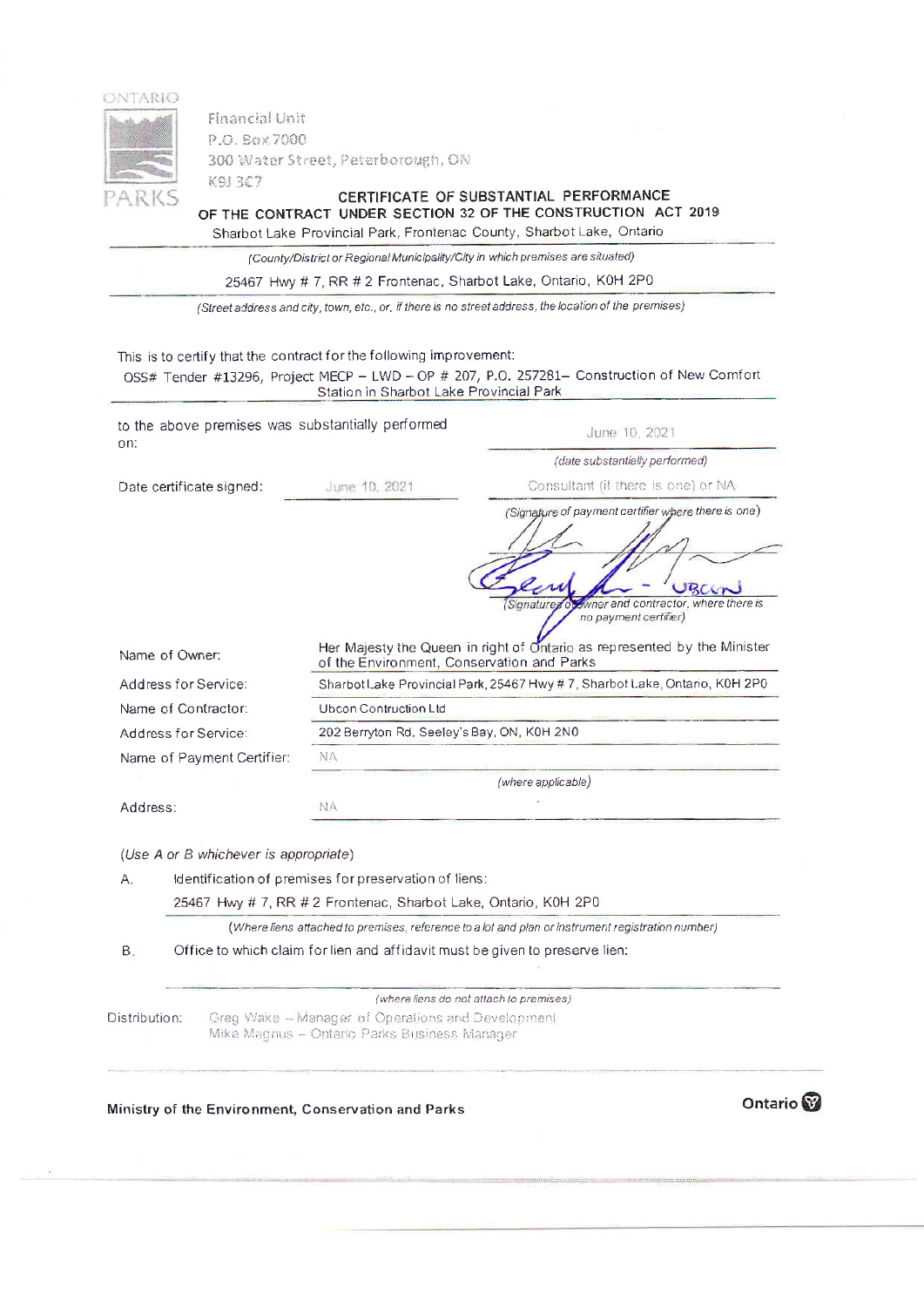ONTARIO PARKS

Financial Unit
P.O. Box 7000
300 Water Street, Peterborough, ON
K9J 3C7

## CERTIFICATE OF SUBSTANTIAL PERFORMANCE OF THE CONTRACT UNDER SECTION 32 OF THE CONSTRUCTION ACT 2019

Sharbot Lake Provincial Park, Frontenac County, Sharbot Lake, Ontario

*(County/District or Regional Municipality/City in which premises are situated)*

25467 Hwy # 7, RR # 2 Frontenac, Sharbot Lake, Ontario, K0H 2P0

*(Street address and city, town, etc., or, if there is no street address, the location of the premises)*

This is to certify that the contract for the following improvement:

OSS# Tender #13296, Project MECP – LWD – OP # 207, P.O. 257281– Construction of New Comfort Station in Sharbot Lake Provincial Park

to the above premises was substantially performed on: June 10, 2021

*(date substantially performed)*

Date certificate signed: June 10, 2021

Consultant (if there is one) or NA

*(Signature of payment certifier where there is one)*

[signature] - UBCON

*(Signature of owner and contractor, where there is no payment certifier)*

| | |
|---|---|
| Name of Owner: | Her Majesty the Queen in right of Ontario as represented by the Minister of the Environment, Conservation and Parks |
| Address for Service: | Sharbot Lake Provincial Park, 25467 Hwy # 7, Sharbot Lake, Ontario, K0H 2P0 |
| Name of Contractor: | Ubcon Contruction Ltd |
| Address for Service: | 202 Berryton Rd, Seeley's Bay, ON, K0H 2N0 |
| Name of Payment Certifier: | NA *(where applicable)* |
| Address: | NA |

*(Use A or B whichever is appropriate)*

A. Identification of premises for preservation of liens:

25467 Hwy # 7, RR # 2 Frontenac, Sharbot Lake, Ontario, K0H 2P0

*(Where liens attached to premises, reference to a lot and plan or instrument registration number)*

B. Office to which claim for lien and affidavit must be given to preserve lien:

*(where liens do not attach to premises)*

Distribution: Greg Wake – Manager of Operations and Development
Mike Magnus – Ontario Parks Business Manager

Ministry of the Environment, Conservation and Parks

Ontario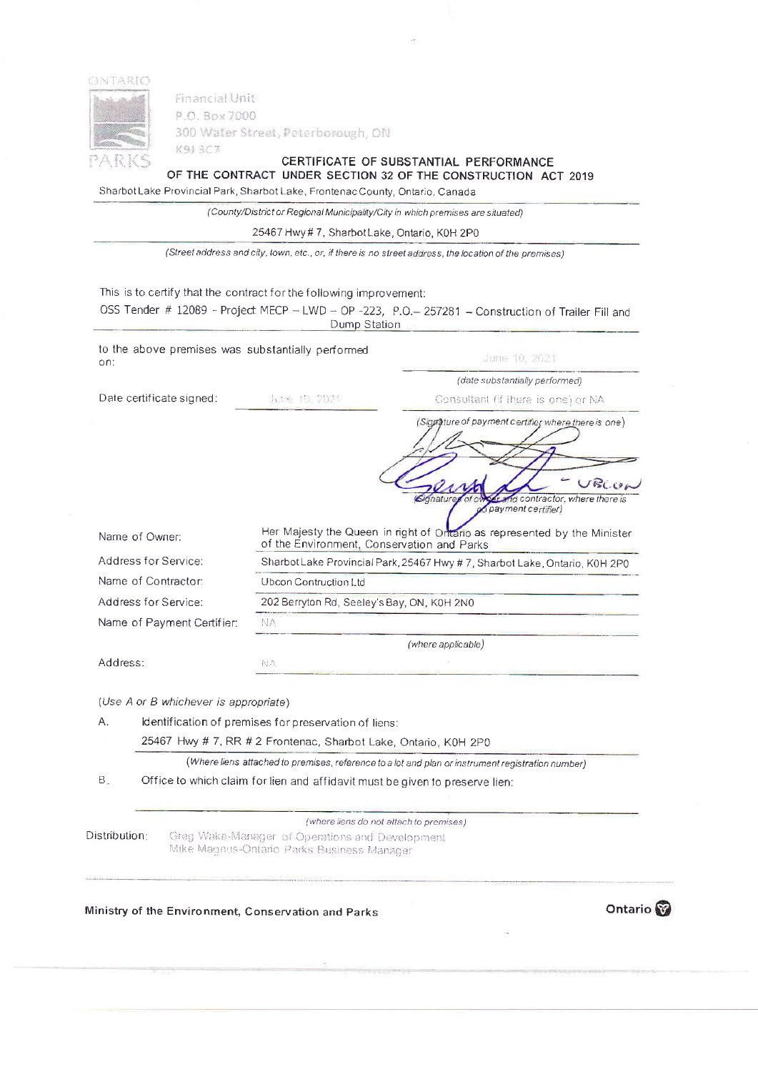ONTARIO PARKS

Financial Unit
P.O. Box 7000
300 Water Street, Peterborough, ON
K9J 3C7

## CERTIFICATE OF SUBSTANTIAL PERFORMANCE OF THE CONTRACT UNDER SECTION 32 OF THE CONSTRUCTION ACT 2019

Sharbot Lake Provincial Park, Sharbot Lake, Frontenac County, Ontario, Canada

*(County/District or Regional Municipality/City in which premises are situated)*

25467 Hwy # 7, Sharbot Lake, Ontario, K0H 2P0

*(Street address and city, town, etc., or, if there is no street address, the location of the premises)*

This is to certify that the contract for the following improvement:

OSS Tender # 12089 - Project MECP – LWD – OP -223, P.O.– 257281 – Construction of Trailer Fill and Dump Station

to the above premises was substantially performed on: June 10, 2021

*(date substantially performed)*

Date certificate signed: June 10, 2021

Consultant (if there is one) or NA

*(Signature of payment certifier where there is one)*

– UBCON

*(Signatures of owner and contractor, where there is no payment certifier)*

| | |
|---|---|
| Name of Owner: | Her Majesty the Queen in right of Ontario as represented by the Minister of the Environment, Conservation and Parks |
| Address for Service: | Sharbot Lake Provincial Park, 25467 Hwy # 7, Sharbot Lake, Ontario, K0H 2P0 |
| Name of Contractor: | Ubcon Contruction Ltd |
| Address for Service: | 202 Berryton Rd, Seeley's Bay, ON, K0H 2N0 |
| Name of Payment Certifier: | NA |
| | *(where applicable)* |
| Address: | NA |

*(Use A or B whichever is appropriate)*

A. Identification of premises for preservation of liens:

25467 Hwy # 7, RR # 2 Frontenac, Sharbot Lake, Ontario, K0H 2P0

*(Where liens attached to premises, reference to a lot and plan or instrument registration number)*

B. Office to which claim for lien and affidavit must be given to preserve lien:

*(where liens do not attach to premises)*

Distribution: Greg Wake-Manager of Operations and Development
Mike Magnus-Ontario Parks Business Manager

Ministry of the Environment, Conservation and Parks

Ontario